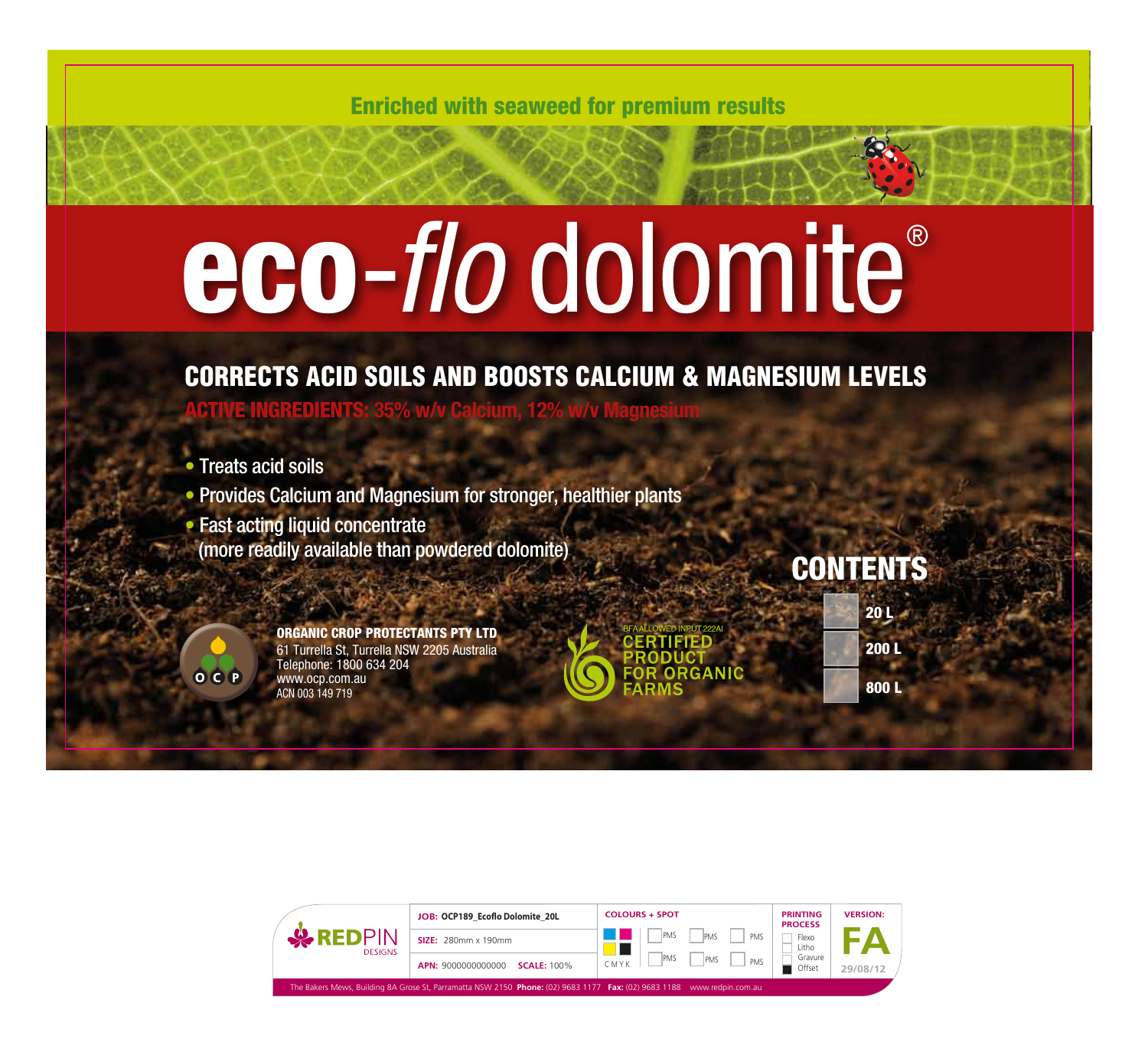Enriched with seaweed for premium results

# eco-*flo* dolomite®

## CORRECTS ACID SOILS AND BOOSTS CALCIUM & MAGNESIUM LEVELS

**ACTIVE INGREDIENTS: 35% w/v Calcium, 12% w/v Magnesium**

- Treats acid soils
- Provides Calcium and Magnesium for stronger, healthier plants
- Fast acting liquid concentrate (more readily available than powdered dolomite)

## CONTENTS

- 20 L
- 200 L
- 800 L

O C P

**ORGANIC CROP PROTECTANTS PTY LTD**
61 Turrella St, Turrella NSW 2205 Australia
Telephone: 1800 634 204
www.ocp.com.au
ACN 003 149 719

BFA ALLOWED INPUT 222AI
CERTIFIED PRODUCT FOR ORGANIC FARMS

REDPIN DESIGNS

| JOB: OCP189_Ecoflo Dolomite_20L | COLOURS + SPOT | PRINTING PROCESS | VERSION: |
|---|---|---|---|
| SIZE: 280mm x 190mm | C M Y K / PMS / PMS / PMS / PMS / PMS / PMS | Flexo / Litho / Gravure / Offset (■) | FA |
| APN: 9000000000000 SCALE: 100% | | | 29/08/12 |

The Bakers Mews, Building 8A Grose St, Parramatta NSW 2150 **Phone:** (02) 9683 1177 **Fax:** (02) 9683 1188 www.redpin.com.au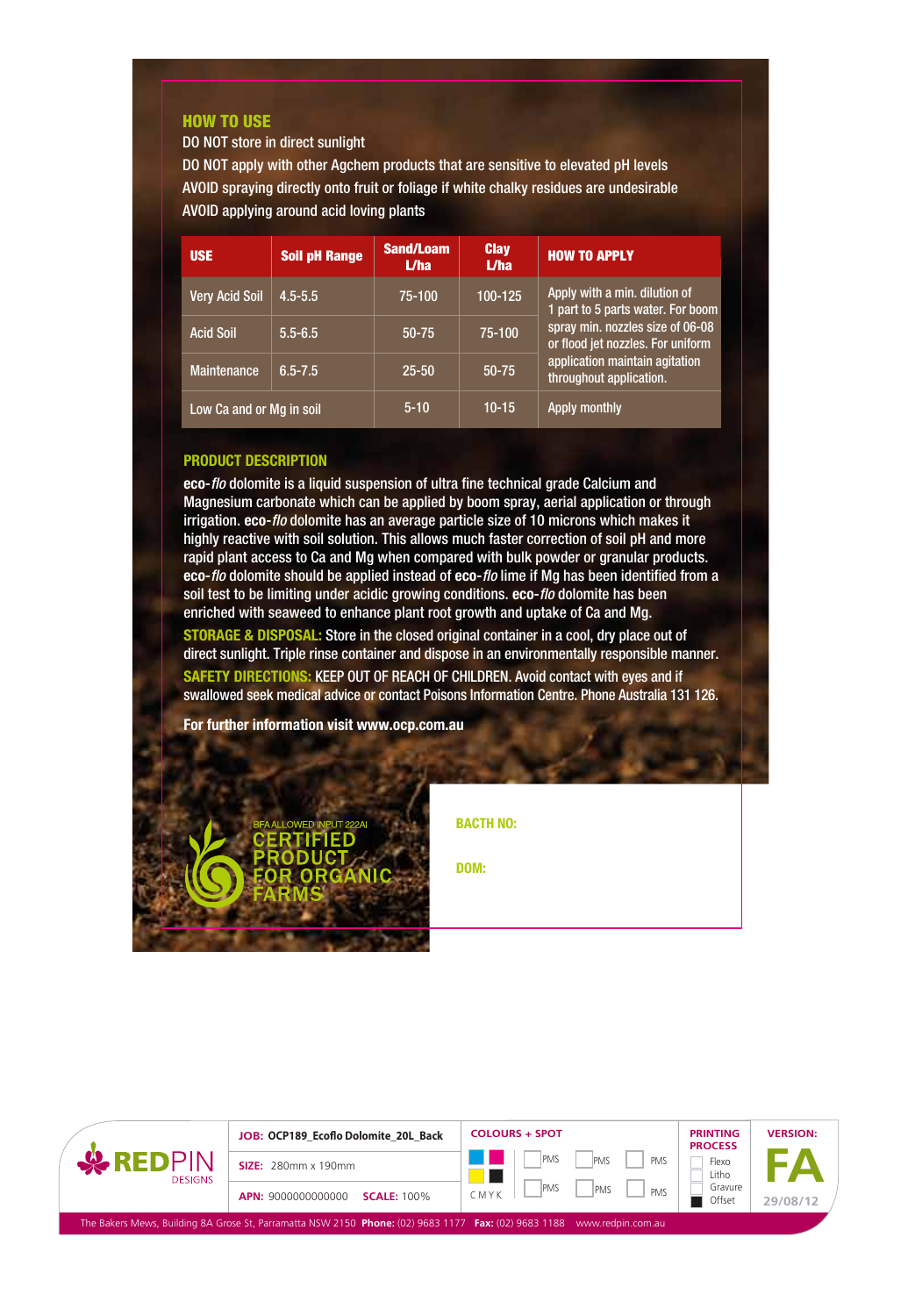## HOW TO USE

DO NOT store in direct sunlight
DO NOT apply with other Agchem products that are sensitive to elevated pH levels
AVOID spraying directly onto fruit or foliage if white chalky residues are undesirable
AVOID applying around acid loving plants

| USE | Soil pH Range | Sand/Loam L/ha | Clay L/ha | HOW TO APPLY |
|---|---|---|---|---|
| Very Acid Soil | 4.5-5.5 | 75-100 | 100-125 | Apply with a min. dilution of 1 part to 5 parts water. For boom spray min. nozzles size of 06-08 or flood jet nozzles. For uniform application maintain agitation throughout application. |
| Acid Soil | 5.5-6.5 | 50-75 | 75-100 | |
| Maintenance | 6.5-7.5 | 25-50 | 50-75 | |
| Low Ca and or Mg in soil | | 5-10 | 10-15 | Apply monthly |

## PRODUCT DESCRIPTION

**eco-*flo*** dolomite is a liquid suspension of ultra fine technical grade Calcium and Magnesium carbonate which can be applied by boom spray, aerial application or through irrigation. **eco-*flo*** dolomite has an average particle size of 10 microns which makes it highly reactive with soil solution. This allows much faster correction of soil pH and more rapid plant access to Ca and Mg when compared with bulk powder or granular products. **eco-*flo*** dolomite should be applied instead of **eco-*flo*** lime if Mg has been identified from a soil test to be limiting under acidic growing conditions. **eco-*flo*** dolomite has been enriched with seaweed to enhance plant root growth and uptake of Ca and Mg.

**STORAGE & DISPOSAL:** Store in the closed original container in a cool, dry place out of direct sunlight. Triple rinse container and dispose in an environmentally responsible manner.

**SAFETY DIRECTIONS:** KEEP OUT OF REACH OF CHILDREN. Avoid contact with eyes and if swallowed seek medical advice or contact Poisons Information Centre. Phone Australia 131 126.

**For further information visit www.ocp.com.au**

BFA ALLOWED INPUT 222AI
CERTIFIED PRODUCT FOR ORGANIC FARMS

**BACTH NO:**

**DOM:**